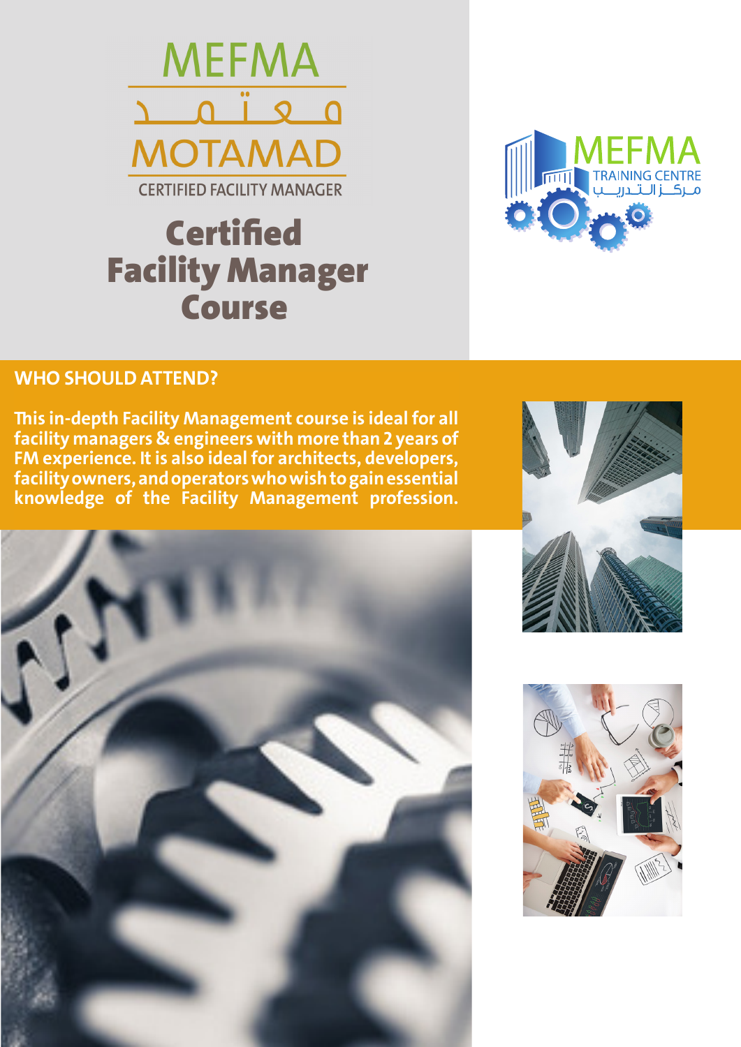MEFMA

معتمد

MOTAMAD

CERTIFIED FACILITY MANAGER

# Certified Facility Manager Course

MEFMA TRAINING CENTRE

مركز التدريب

## WHO SHOULD ATTEND?

**This in-depth Facility Management course is ideal for all facility managers & engineers with more than 2 years of FM experience. It is also ideal for architects, developers, facility owners, and operators who wish to gain essential knowledge of the Facility Management profession.**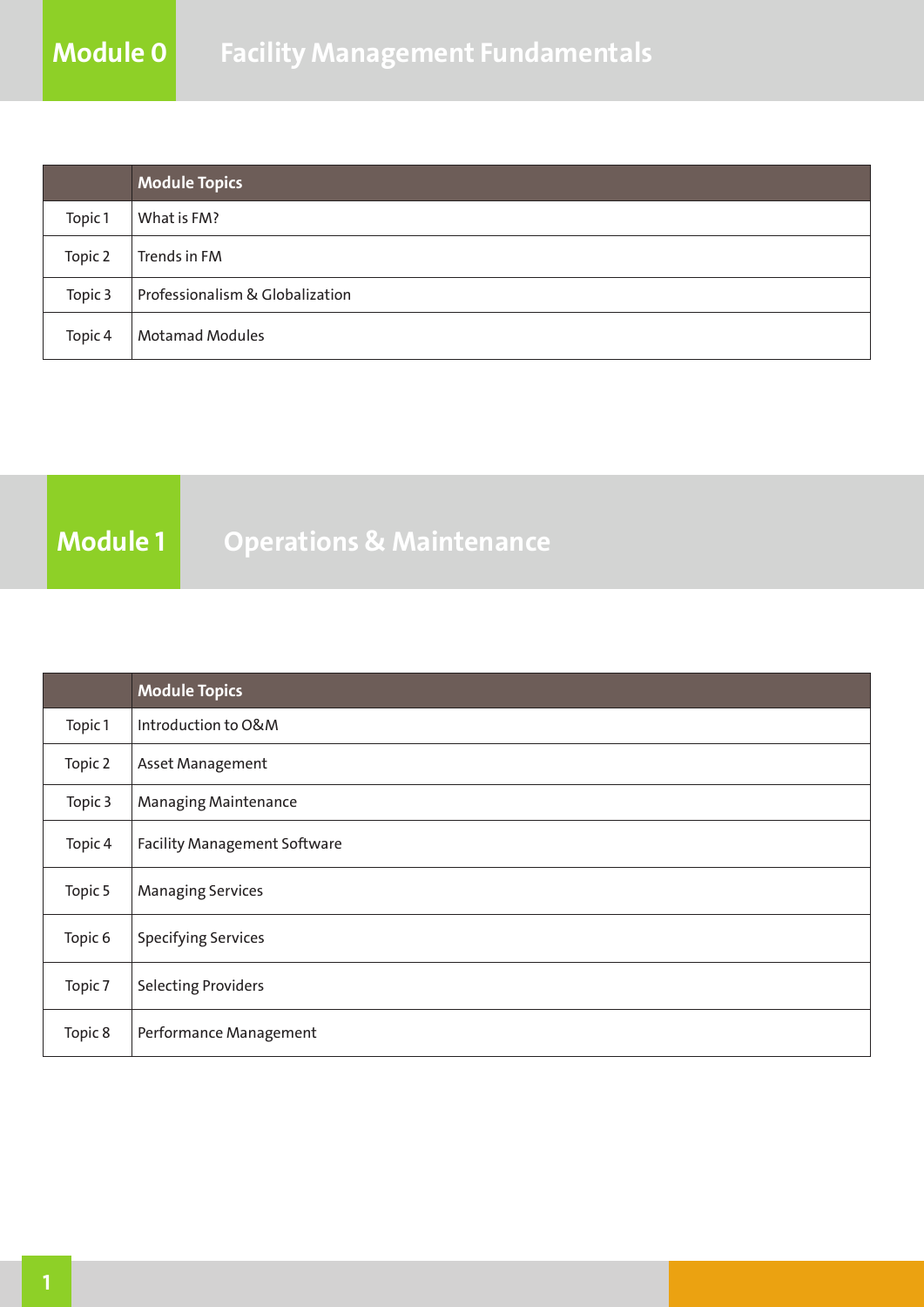# Module 0 Facility Management Fundamentals

| | Module Topics |
|---|---|
| Topic 1 | What is FM? |
| Topic 2 | Trends in FM |
| Topic 3 | Professionalism & Globalization |
| Topic 4 | Motamad Modules |

# Module 1 Operations & Maintenance

| | Module Topics |
|---|---|
| Topic 1 | Introduction to O&M |
| Topic 2 | Asset Management |
| Topic 3 | Managing Maintenance |
| Topic 4 | Facility Management Software |
| Topic 5 | Managing Services |
| Topic 6 | Specifying Services |
| Topic 7 | Selecting Providers |
| Topic 8 | Performance Management |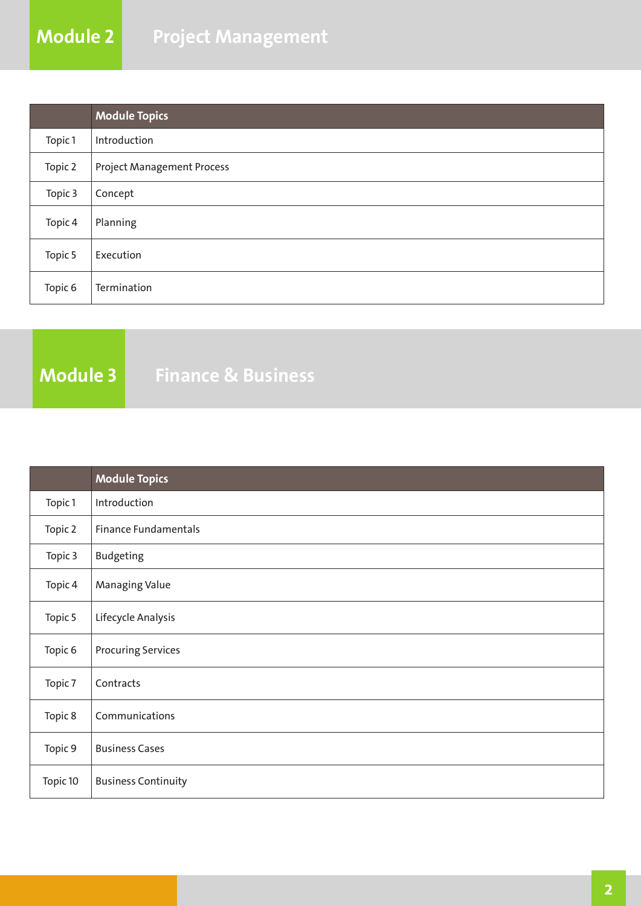# Module 2 Project Management

| | Module Topics |
|---|---|
| Topic 1 | Introduction |
| Topic 2 | Project Management Process |
| Topic 3 | Concept |
| Topic 4 | Planning |
| Topic 5 | Execution |
| Topic 6 | Termination |

# Module 3 Finance & Business

| | Module Topics |
|---|---|
| Topic 1 | Introduction |
| Topic 2 | Finance Fundamentals |
| Topic 3 | Budgeting |
| Topic 4 | Managing Value |
| Topic 5 | Lifecycle Analysis |
| Topic 6 | Procuring Services |
| Topic 7 | Contracts |
| Topic 8 | Communications |
| Topic 9 | Business Cases |
| Topic 10 | Business Continuity |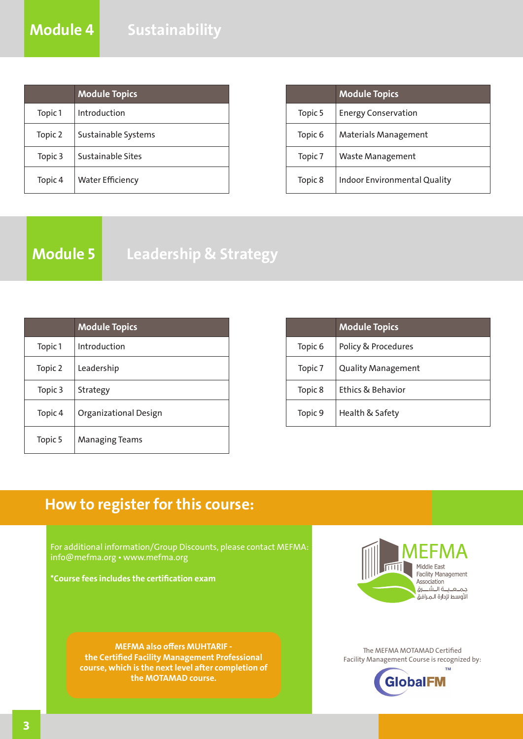## Module 4 Sustainability

| | Module Topics |
|---|---|
| Topic 1 | Introduction |
| Topic 2 | Sustainable Systems |
| Topic 3 | Sustainable Sites |
| Topic 4 | Water Efficiency |

| | Module Topics |
|---|---|
| Topic 5 | Energy Conservation |
| Topic 6 | Materials Management |
| Topic 7 | Waste Management |
| Topic 8 | Indoor Environmental Quality |

## Module 5 Leadership & Strategy

| | Module Topics |
|---|---|
| Topic 1 | Introduction |
| Topic 2 | Leadership |
| Topic 3 | Strategy |
| Topic 4 | Organizational Design |
| Topic 5 | Managing Teams |

| | Module Topics |
|---|---|
| Topic 6 | Policy & Procedures |
| Topic 7 | Quality Management |
| Topic 8 | Ethics & Behavior |
| Topic 9 | Health & Safety |

## How to register for this course:

For additional information/Group Discounts, please contact MEFMA: info@mefma.org • www.mefma.org

**\*Course fees includes the certification exam**

**MEFMA also offers MUHTARIF - the Certified Facility Management Professional course, which is the next level after completion of the MOTAMAD course.**

MEFMA
Middle East Facility Management Association
جمعية الشرق الأوسط لإدارة المرافق

The MEFMA MOTAMAD Certified Facility Management Course is recognized by:

GlobalFM™